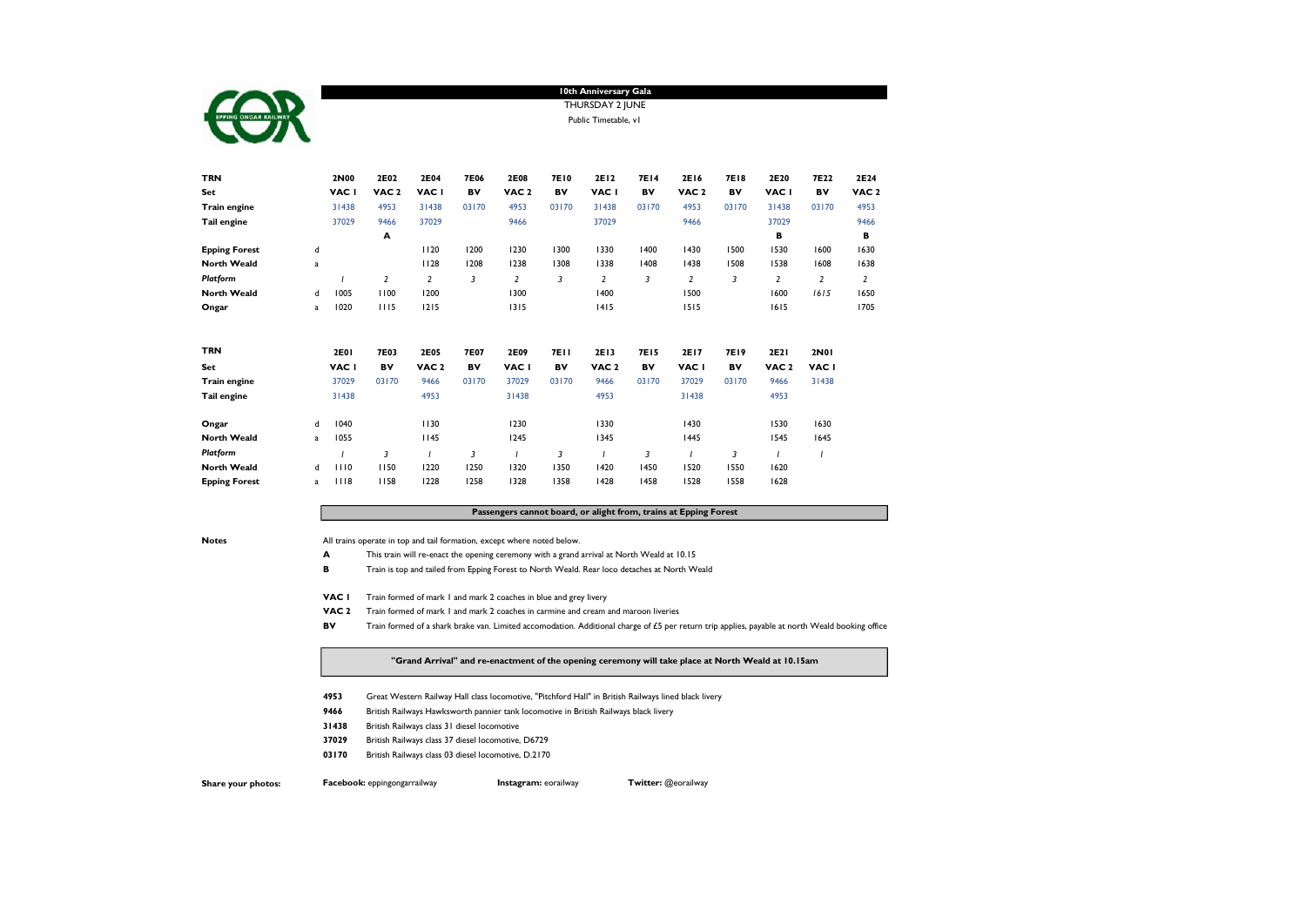EPPING ONGAR RAILWAY

# 10th Anniversary Gala

THURSDAY 2 JUNE

Public Timetable, v1

| TRN | | 2N00 | 2E02 | 2E04 | 7E06 | 2E08 | 7E10 | 2E12 | 7E14 | 2E16 | 7E18 | 2E20 | 7E22 | 2E24 |
|---|---|---|---|---|---|---|---|---|---|---|---|---|---|---|
| **Set** | | VAC 1 | VAC 2 | VAC 1 | BV | VAC 2 | BV | VAC 1 | BV | VAC 2 | BV | VAC 1 | BV | VAC 2 |
| **Train engine** | | 31438 | 4953 | 31438 | 03170 | 4953 | 03170 | 31438 | 03170 | 4953 | 03170 | 31438 | 03170 | 4953 |
| **Tail engine** | | 37029 | 9466 | 37029 | | 9466 | | 37029 | | 9466 | | 37029 | | 9466 |
| | | | **A** | | | | | | | | | **B** | | **B** |
| **Epping Forest** | d | | | 1120 | 1200 | 1230 | 1300 | 1330 | 1400 | 1430 | 1500 | 1530 | 1600 | 1630 |
| **North Weald** | a | | | 1128 | 1208 | 1238 | 1308 | 1338 | 1408 | 1438 | 1508 | 1538 | 1608 | 1638 |
| ***Platform*** | | *1* | *2* | *2* | *3* | *2* | *3* | *2* | *3* | *2* | *3* | *2* | *2* | *2* |
| **North Weald** | d | 1005 | 1100 | 1200 | | 1300 | | 1400 | | 1500 | | 1600 | *1615* | 1650 |
| **Ongar** | a | 1020 | 1115 | 1215 | | 1315 | | 1415 | | 1515 | | 1615 | | 1705 |

| TRN | | 2E01 | 7E03 | 2E05 | 7E07 | 2E09 | 7E11 | 2E13 | 7E15 | 2E17 | 7E19 | 2E21 | 2N01 |
|---|---|---|---|---|---|---|---|---|---|---|---|---|---|
| **Set** | | VAC 1 | BV | VAC 2 | BV | VAC 1 | BV | VAC 2 | BV | VAC 1 | BV | VAC 2 | VAC 1 |
| **Train engine** | | 37029 | 03170 | 9466 | 03170 | 37029 | 03170 | 9466 | 03170 | 37029 | 03170 | 9466 | 31438 |
| **Tail engine** | | 31438 | | 4953 | | 31438 | | 4953 | | 31438 | | 4953 | |
| **Ongar** | d | 1040 | | 1130 | | 1230 | | 1330 | | 1430 | | 1530 | 1630 |
| **North Weald** | a | 1055 | | 1145 | | 1245 | | 1345 | | 1445 | | 1545 | 1645 |
| ***Platform*** | | *1* | *3* | *1* | *3* | *1* | *3* | *1* | *3* | *1* | *3* | *1* | *1* |
| **North Weald** | d | 1110 | 1150 | 1220 | 1250 | 1320 | 1350 | 1420 | 1450 | 1520 | 1550 | 1620 | |
| **Epping Forest** | a | 1118 | 1158 | 1228 | 1258 | 1328 | 1358 | 1428 | 1458 | 1528 | 1558 | 1628 | |

**Passengers cannot board, or alight from, trains at Epping Forest**

**Notes**

All trains operate in top and tail formation, except where noted below.

**A** This train will re-enact the opening ceremony with a grand arrival at North Weald at 10.15

**B** Train is top and tailed from Epping Forest to North Weald. Rear loco detaches at North Weald

**VAC 1** Train formed of mark 1 and mark 2 coaches in blue and grey livery

**VAC 2** Train formed of mark 1 and mark 2 coaches in carmine and cream and maroon liveries

**BV** Train formed of a shark brake van. Limited accomodation. Additional charge of £5 per return trip applies, payable at north Weald booking office

**"Grand Arrival" and re-enactment of the opening ceremony will take place at North Weald at 10.15am**

**4953** Great Western Railway Hall class locomotive, "Pitchford Hall" in British Railways lined black livery

**9466** British Railways Hawksworth pannier tank locomotive in British Railways black livery

**31438** British Railways class 31 diesel locomotive

**37029** British Railways class 37 diesel locomotive, D6729

**03170** British Railways class 03 diesel locomotive, D.2170

**Share your photos:** **Facebook:** eppingongarrailway **Instagram:** eorailway **Twitter:** @eorailway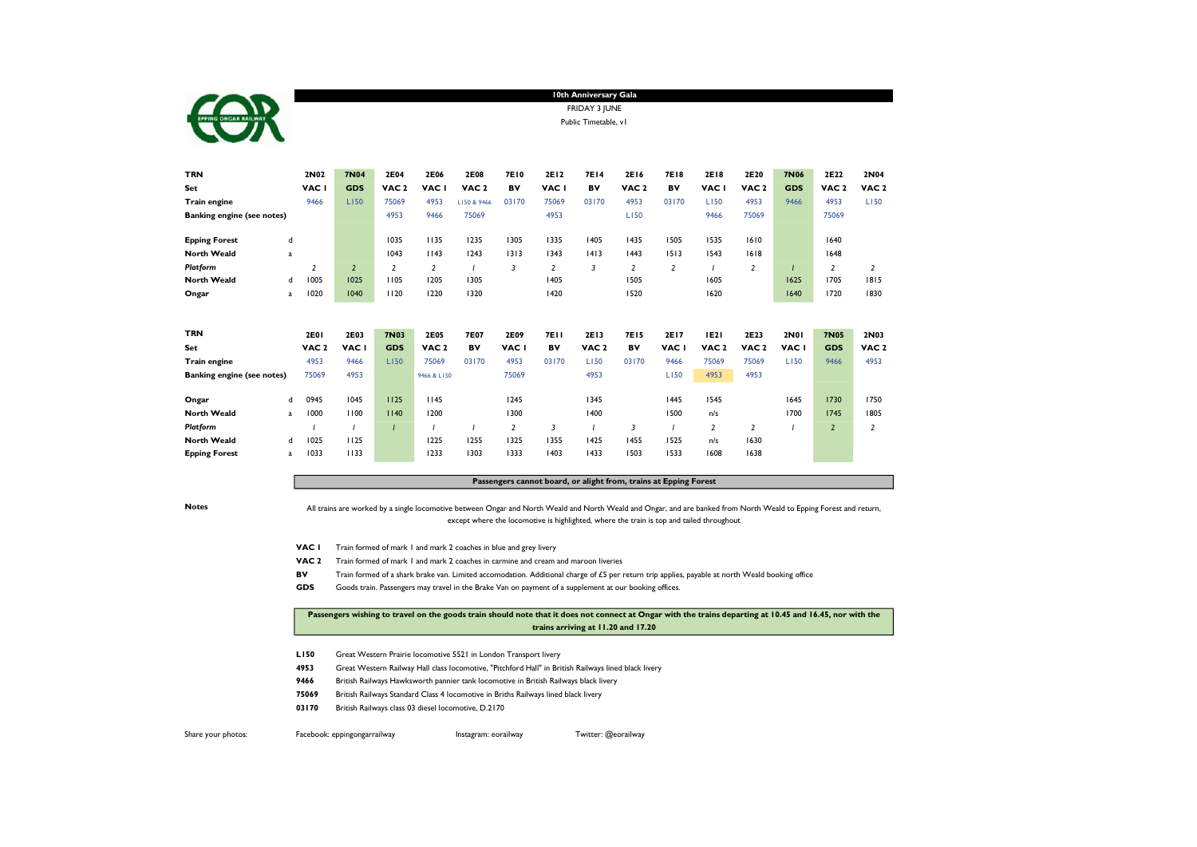# 10th Anniversary Gala

FRIDAY 3 JUNE

Public Timetable, v1

| TRN | | 2N02 | 7N04 | 2E04 | 2E06 | 2E08 | 7E10 | 2E12 | 7E14 | 2E16 | 7E18 | 2E18 | 2E20 | 7N06 | 2E22 | 2N04 |
|---|---|---|---|---|---|---|---|---|---|---|---|---|---|---|---|---|
| **Set** | | VAC 1 | GDS | VAC 2 | VAC 1 | VAC 2 | BV | VAC 1 | BV | VAC 2 | BV | VAC 1 | VAC 2 | GDS | VAC 2 | VAC 1 |
| **Train engine** | | 9466 | L150 | 75069 | 4953 | L150 & 9466 | 03170 | 75069 | 03170 | 4953 | 03170 | L150 | 4953 | 9466 | 4953 | L150 |
| **Banking engine (see notes)** | | | | 4953 | 9466 | 75069 | | 4953 | | L150 | | 9466 | 75069 | | 75069 | |
| **Epping Forest** | d | | | 1035 | 1135 | 1235 | 1305 | 1335 | 1405 | 1435 | 1505 | 1535 | 1610 | | 1640 | |
| **North Weald** | a | | | 1043 | 1143 | 1243 | 1313 | 1343 | 1413 | 1443 | 1513 | 1543 | 1618 | | 1648 | |
| *Platform* | | 2 | 2 | 2 | 2 | 1 | 3 | 2 | 3 | 2 | 2 | 1 | 2 | 1 | 2 | 2 |
| **North Weald** | d | 1005 | 1025 | 1105 | 1205 | 1305 | | 1405 | | 1505 | | 1605 | | 1625 | 1705 | 1815 |
| **Ongar** | a | 1020 | 1040 | 1120 | 1220 | 1320 | | 1420 | | 1520 | | 1620 | | 1640 | 1720 | 1830 |

| TRN | | 2E01 | 2E03 | 7N03 | 2E05 | 7E07 | 2E09 | 7E11 | 2E13 | 7E15 | 2E17 | 1E21 | 2E23 | 2N01 | 7N05 | 2N03 |
|---|---|---|---|---|---|---|---|---|---|---|---|---|---|---|---|---|
| **Set** | | VAC 2 | VAC 1 | GDS | VAC 2 | BV | VAC 1 | BV | VAC 2 | BV | VAC 1 | VAC 2 | VAC 2 | VAC 1 | GDS | VAC 2 |
| **Train engine** | | 4953 | 9466 | L150 | 75069 | 03170 | 4953 | 03170 | L150 | 03170 | 9466 | 75069 | 75069 | L150 | 9466 | 4953 |
| **Banking engine (see notes)** | | 75069 | 4953 | | 9466 & L150 | | 75069 | | 4953 | | L150 | 4953 | 4953 | | | |
| **Ongar** | d | 0945 | 1045 | 1125 | 1145 | | 1245 | | 1345 | | 1445 | 1545 | | 1645 | 1730 | 1750 |
| **North Weald** | a | 1000 | 1100 | 1140 | 1200 | | 1300 | | 1400 | | 1500 | n/s | | 1700 | 1745 | 1805 |
| *Platform* | | 1 | 1 | 1 | 1 | 1 | 2 | 3 | 1 | 3 | 1 | 2 | 2 | 1 | 2 | 2 |
| **North Weald** | d | 1025 | 1125 | | 1225 | 1255 | 1325 | 1355 | 1425 | 1455 | 1525 | n/s | 1630 | | | |
| **Epping Forest** | a | 1033 | 1133 | | 1233 | 1303 | 1333 | 1403 | 1433 | 1503 | 1533 | 1608 | 1638 | | | |

**Passengers cannot board, or alight from, trains at Epping Forest**

**Notes**

All trains are worked by a single locomotive between Ongar and North Weald and North Weald and Ongar, and are banked from North Weald to Epping Forest and return, except where the locomotive is highlighted, where the train is top and tailed throughout

- **VAC 1** Train formed of mark 1 and mark 2 coaches in blue and grey livery
- **VAC 2** Train formed of mark 1 and mark 2 coaches in carmine and cream and maroon liveries
- **BV** Train formed of a shark brake van. Limited accomodation. Additional charge of £5 per return trip applies, payable at north Weald booking office
- **GDS** Goods train. Passengers may travel in the Brake Van on payment of a supplement at our booking offices.

**Passengers wishing to travel on the goods train should note that it does not connect at Ongar with the trains departing at 10.45 and 16.45, nor with the trains arriving at 11.20 and 17.20**

- **L150** Great Western Prairie locomotive 5521 in London Transport livery
- **4953** Great Western Railway Hall class locomotive, "Pitchford Hall" in British Railways lined black livery
- **9466** British Railways Hawksworth pannier tank locomotive in British Railways black livery
- **75069** British Railways Standard Class 4 locomotive in Briths Railways lined black livery
- **03170** British Railways class 03 diesel locomotive, D.2170

Share your photos: Facebook: eppingongarrailway Instagram: eorailway Twitter: @eorailway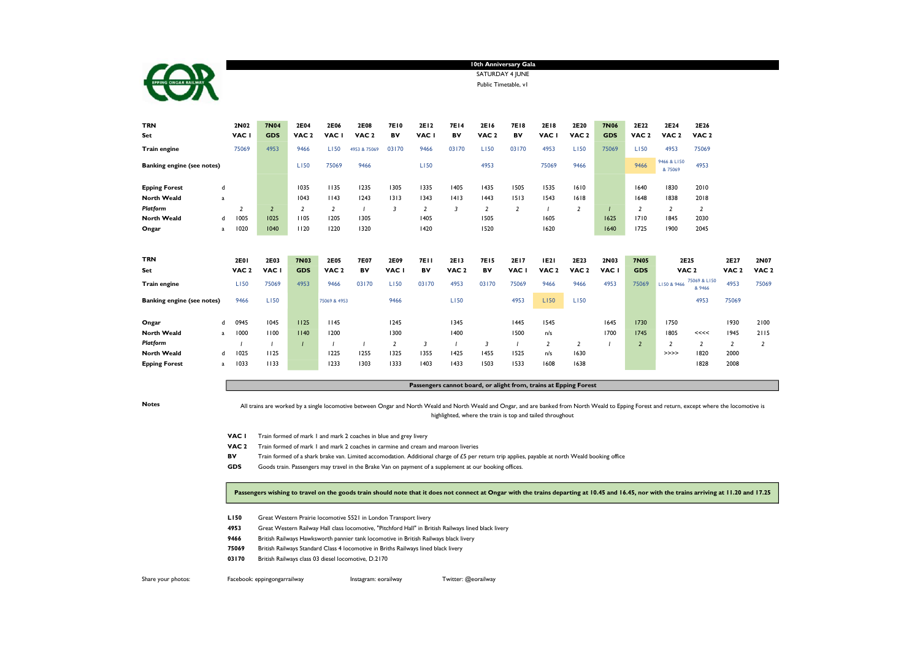# 10th Anniversary Gala

SATURDAY 4 JUNE

Public Timetable, v1

| TRN | | 2N02 | 7N04 | 2E04 | 2E06 | 2E08 | 7E10 | 2E12 | 7E14 | 2E16 | 7E18 | 2E18 | 2E20 | 7N06 | 2E22 | 2E24 | 2E26 |
|---|---|---|---|---|---|---|---|---|---|---|---|---|---|---|---|---|---|
| Set | | VAC 1 | GDS | VAC 2 | VAC 1 | VAC 2 | BV | VAC 1 | BV | VAC 2 | BV | VAC 1 | VAC 2 | GDS | VAC 2 | VAC 2 | VAC 2 |
| Train engine | | 75069 | 4953 | 9466 | L150 | 4953 & 75069 | 03170 | 9466 | 03170 | L150 | 03170 | 4953 | L150 | 75069 | L150 | 4953 | 75069 |
| Banking engine (see notes) | | | | L150 | 75069 | 9466 | | L150 | | 4953 | | 75069 | 9466 | | 9466 | 9466 & L150 & 75069 | 4953 |
| Epping Forest | d | | | 1035 | 1135 | 1235 | 1305 | 1335 | 1405 | 1435 | 1505 | 1535 | 1610 | | 1640 | 1830 | 2010 |
| North Weald | a | | | 1043 | 1143 | 1243 | 1313 | 1343 | 1413 | 1443 | 1513 | 1543 | 1618 | | 1648 | 1838 | 2018 |
| *Platform* | | *2* | *2* | *2* | *2* | *1* | *3* | *2* | *3* | *2* | *2* | *1* | *2* | *1* | *2* | *2* | *2* |
| North Weald | d | 1005 | 1025 | 1105 | 1205 | 1305 | | 1405 | | 1505 | | 1605 | | 1625 | 1710 | 1845 | 2030 |
| Ongar | a | 1020 | 1040 | 1120 | 1220 | 1320 | | 1420 | | 1520 | | 1620 | | 1640 | 1725 | 1900 | 2045 |

| TRN | | 2E01 | 2E03 | 7N03 | 2E05 | 7E07 | 2E09 | 7E11 | 2E13 | 7E15 | 2E17 | 1E21 | 2E23 | 2N03 | 7N05 | 2E25 | | 2E27 | 2N07 |
|---|---|---|---|---|---|---|---|---|---|---|---|---|---|---|---|---|---|---|---|
| Set | | VAC 2 | VAC 1 | GDS | VAC 2 | BV | VAC 1 | BV | VAC 2 | BV | VAC 1 | VAC 2 | VAC 2 | VAC 1 | GDS | VAC 2 | | VAC 2 | VAC 2 |
| Train engine | | L150 | 75069 | 4953 | 9466 | 03170 | L150 | 03170 | 4953 | 03170 | 75069 | 9466 | 9466 | 4953 | 75069 | L150 & 9466 | 75069 & L150 & 9466 | 4953 | 75069 |
| Banking engine (see notes) | | 9466 | L150 | | 75069 & 4953 | | 9466 | | L150 | | 4953 | L150 | L150 | | | | 4953 | 75069 | |
| Ongar | d | 0945 | 1045 | 1125 | 1145 | | 1245 | | 1345 | | 1445 | 1545 | | 1645 | 1730 | 1750 | | 1930 | 2100 |
| North Weald | a | 1000 | 1100 | 1140 | 1200 | | 1300 | | 1400 | | 1500 | n/s | | 1700 | 1745 | 1805 | <<<< | 1945 | 2115 |
| *Platform* | | *1* | *1* | *1* | *1* | *1* | *2* | *3* | *1* | *3* | *1* | *2* | *2* | *1* | *2* | *2* | *2* | *2* | *2* |
| North Weald | d | 1025 | 1125 | | 1225 | 1255 | 1325 | 1355 | 1425 | 1455 | 1525 | n/s | 1630 | | | >>>> | 1820 | 2000 | |
| Epping Forest | a | 1033 | 1133 | | 1233 | 1303 | 1333 | 1403 | 1433 | 1503 | 1533 | 1608 | 1638 | | | | 1828 | 2008 | |

**Passengers cannot board, or alight from, trains at Epping Forest**

**Notes**

All trains are worked by a single locomotive between Ongar and North Weald and North Weald and Ongar, and are banked from North Weald to Epping Forest and return, except where the locomotive is highlighted, where the train is top and tailed throughout

- **VAC 1** Train formed of mark 1 and mark 2 coaches in blue and grey livery
- **VAC 2** Train formed of mark 1 and mark 2 coaches in carmine and cream and maroon liveries
- **BV** Train formed of a shark brake van. Limited accomodation. Additional charge of £5 per return trip applies, payable at north Weald booking office
- **GDS** Goods train. Passengers may travel in the Brake Van on payment of a supplement at our booking offices.

**Passengers wishing to travel on the goods train should note that it does not connect at Ongar with the trains departing at 10.45 and 16.45, nor with the trains arriving at 11.20 and 17.25**

- **L150** Great Western Prairie locomotive 5521 in London Transport livery
- **4953** Great Western Railway Hall class locomotive, "Pitchford Hall" in British Railways lined black livery
- **9466** British Railways Hawksworth pannier tank locomotive in British Railways black livery
- **75069** British Railways Standard Class 4 locomotive in Briths Railways lined black livery
- **03170** British Railways class 03 diesel locomotive, D.2170

Share your photos: Facebook: eppingongarrailway Instagram: eorailway Twitter: @eorailway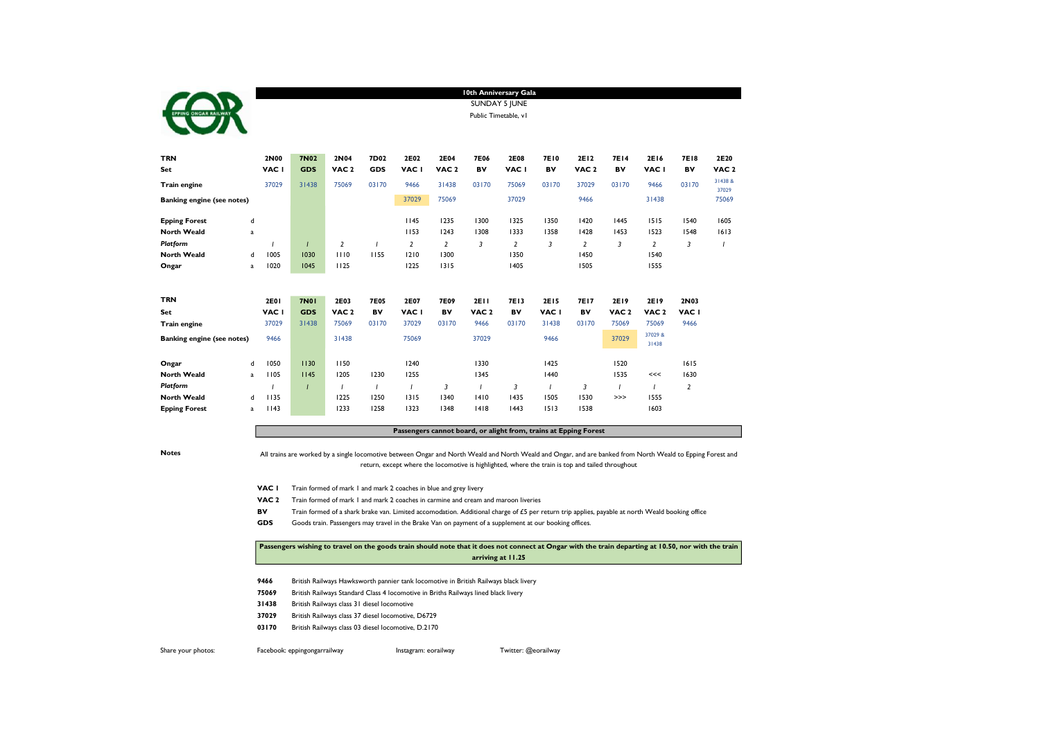**10th Anniversary Gala**

SUNDAY 5 JUNE

Public Timetable, v1

| TRN | | 2N00 | 7N02 | 2N04 | 7D02 | 2E02 | 2E04 | 7E06 | 2E08 | 7E10 | 2E12 | 7E14 | 2E16 | 7E18 | 2E20 |
|---|---|---|---|---|---|---|---|---|---|---|---|---|---|---|---|
| **Set** | | VAC 1 | GDS | VAC 2 | GDS | VAC 1 | VAC 2 | BV | VAC 1 | BV | VAC 2 | BV | VAC 1 | BV | VAC 2 |
| **Train engine** | | 37029 | 31438 | 75069 | 03170 | 9466 | 31438 | 03170 | 75069 | 03170 | 37029 | 03170 | 9466 | 03170 | 31438 & 37029 |
| **Banking engine (see notes)** | | | | | | 37029 | 75069 | | 37029 | | 9466 | | 31438 | | 75069 |
| **Epping Forest** | d | | | | | 1145 | 1235 | 1300 | 1325 | 1350 | 1420 | 1445 | 1515 | 1540 | 1605 |
| **North Weald** | a | | | | | 1153 | 1243 | 1308 | 1333 | 1358 | 1428 | 1453 | 1523 | 1548 | 1613 |
| *Platform* | | *1* | *1* | *2* | *1* | *2* | *2* | *3* | *2* | *3* | *2* | *3* | *2* | *3* | *1* |
| **North Weald** | d | 1005 | 1030 | 1110 | 1155 | 1210 | 1300 | | 1350 | | 1450 | | 1540 | | |
| **Ongar** | a | 1020 | 1045 | 1125 | | 1225 | 1315 | | 1405 | | 1505 | | 1555 | | |

| TRN | | 2E01 | 7N01 | 2E03 | 7E05 | 2E07 | 7E09 | 2E11 | 7E13 | 2E15 | 7E17 | 2E19 | 2E19 | 2N03 |
|---|---|---|---|---|---|---|---|---|---|---|---|---|---|---|
| **Set** | | VAC 1 | GDS | VAC 2 | BV | VAC 1 | BV | VAC 2 | BV | VAC 1 | BV | VAC 2 | VAC 2 | VAC 1 |
| **Train engine** | | 37029 | 31438 | 75069 | 03170 | 37029 | 03170 | 9466 | 03170 | 31438 | 03170 | 75069 | 75069 | 9466 |
| **Banking engine (see notes)** | | 9466 | | 31438 | | 75069 | | 37029 | | 9466 | | 37029 | 37029 & 31438 | |
| **Ongar** | d | 1050 | 1130 | 1150 | | 1240 | | 1330 | | 1425 | | 1520 | | 1615 |
| **North Weald** | a | 1105 | 1145 | 1205 | 1230 | 1255 | | 1345 | | 1440 | | 1535 | <<< | 1630 |
| *Platform* | | *1* | *1* | *1* | *1* | *1* | *3* | *1* | *3* | *1* | *3* | *1* | *1* | *2* |
| **North Weald** | d | 1135 | | 1225 | 1250 | 1315 | 1340 | 1410 | 1435 | 1505 | 1530 | >>> | 1555 | |
| **Epping Forest** | a | 1143 | | 1233 | 1258 | 1323 | 1348 | 1418 | 1443 | 1513 | 1538 | | 1603 | |

**Passengers cannot board, or alight from, trains at Epping Forest**

**Notes**

All trains are worked by a single locomotive between Ongar and North Weald and North Weald and Ongar, and are banked from North Weald to Epping Forest and return, except where the locomotive is highlighted, where the train is top and tailed throughout

**VAC 1** Train formed of mark 1 and mark 2 coaches in blue and grey livery

**VAC 2** Train formed of mark 1 and mark 2 coaches in carmine and cream and maroon liveries

**BV** Train formed of a shark brake van. Limited accomodation. Additional charge of £5 per return trip applies, payable at north Weald booking office

**GDS** Goods train. Passengers may travel in the Brake Van on payment of a supplement at our booking offices.

**Passengers wishing to travel on the goods train should note that it does not connect at Ongar with the train departing at 10.50, nor with the train arriving at 11.25**

**9466** British Railways Hawksworth pannier tank locomotive in British Railways black livery

**75069** British Railways Standard Class 4 locomotive in Briths Railways lined black livery

**31438** British Railways class 31 diesel locomotive

**37029** British Railways class 37 diesel locomotive, D6729

**03170** British Railways class 03 diesel locomotive, D.2170

Share your photos: Facebook: eppingongarrailway Instagram: eorailway Twitter: @eorailway